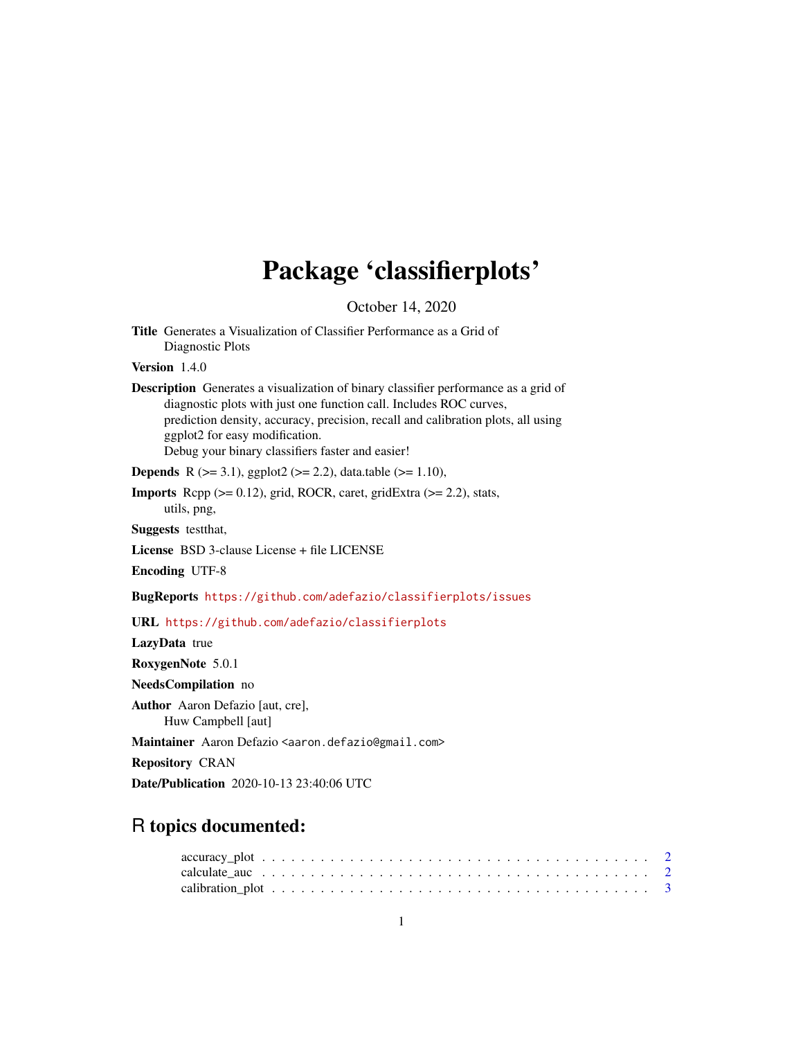# Package 'classifierplots'

October 14, 2020

**Title** Generates a Visualization of Classifier Performance as a Grid of Diagnostic Plots

**Version** 1.4.0

**Description** Generates a visualization of binary classifier performance as a grid of diagnostic plots with just one function call. Includes ROC curves, prediction density, accuracy, precision, recall and calibration plots, all using ggplot2 for easy modification.
Debug your binary classifiers faster and easier!

**Depends** R (>= 3.1), ggplot2 (>= 2.2), data.table (>= 1.10),

**Imports** Rcpp (>= 0.12), grid, ROCR, caret, gridExtra (>= 2.2), stats, utils, png,

**Suggests** testthat,

**License** BSD 3-clause License + file LICENSE

**Encoding** UTF-8

**BugReports** https://github.com/adefazio/classifierplots/issues

**URL** https://github.com/adefazio/classifierplots

**LazyData** true

**RoxygenNote** 5.0.1

**NeedsCompilation** no

**Author** Aaron Defazio [aut, cre],
Huw Campbell [aut]

**Maintainer** Aaron Defazio <aaron.defazio@gmail.com>

**Repository** CRAN

**Date/Publication** 2020-10-13 23:40:06 UTC

## R topics documented:

accuracy_plot . . . . . . . . . . . . . . . . . . . . . . . . . . . . . . . . . . . . . . . . 2
calculate_auc . . . . . . . . . . . . . . . . . . . . . . . . . . . . . . . . . . . . . . . . 2
calibration_plot . . . . . . . . . . . . . . . . . . . . . . . . . . . . . . . . . . . . . . . 3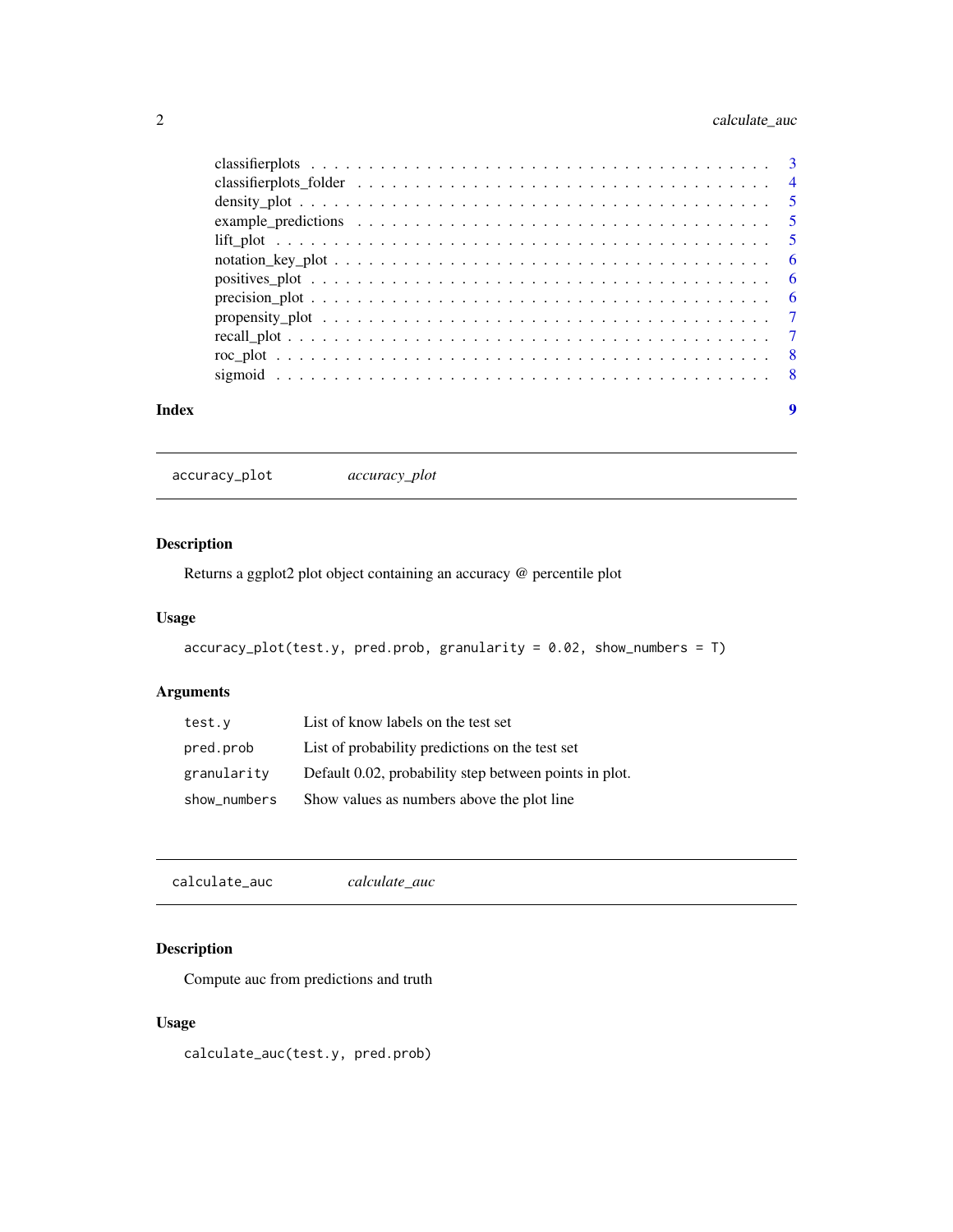classifierplots . . . . . . . . . . . . . . . . . . . . . . . . . . . . . . . . . . . . 3
classifierplots_folder . . . . . . . . . . . . . . . . . . . . . . . . . . . . . . . . . 4
density_plot . . . . . . . . . . . . . . . . . . . . . . . . . . . . . . . . . . . . . 5
example_predictions . . . . . . . . . . . . . . . . . . . . . . . . . . . . . . . . . 5
lift_plot . . . . . . . . . . . . . . . . . . . . . . . . . . . . . . . . . . . . . . . 5
notation_key_plot . . . . . . . . . . . . . . . . . . . . . . . . . . . . . . . . . . 6
positives_plot . . . . . . . . . . . . . . . . . . . . . . . . . . . . . . . . . . . . 6
precision_plot . . . . . . . . . . . . . . . . . . . . . . . . . . . . . . . . . . . . 6
propensity_plot . . . . . . . . . . . . . . . . . . . . . . . . . . . . . . . . . . . 7
recall_plot . . . . . . . . . . . . . . . . . . . . . . . . . . . . . . . . . . . . . . 7
roc_plot . . . . . . . . . . . . . . . . . . . . . . . . . . . . . . . . . . . . . . . 8
sigmoid . . . . . . . . . . . . . . . . . . . . . . . . . . . . . . . . . . . . . . . 8

**Index** **9**

---

## accuracy_plot — *accuracy_plot*

### Description

Returns a ggplot2 plot object containing an accuracy @ percentile plot

### Usage

```
accuracy_plot(test.y, pred.prob, granularity = 0.02, show_numbers = T)
```

### Arguments

| | |
|---|---|
| `test.y` | List of know labels on the test set |
| `pred.prob` | List of probability predictions on the test set |
| `granularity` | Default 0.02, probability step between points in plot. |
| `show_numbers` | Show values as numbers above the plot line |

---

## calculate_auc — *calculate_auc*

### Description

Compute auc from predictions and truth

### Usage

```
calculate_auc(test.y, pred.prob)
```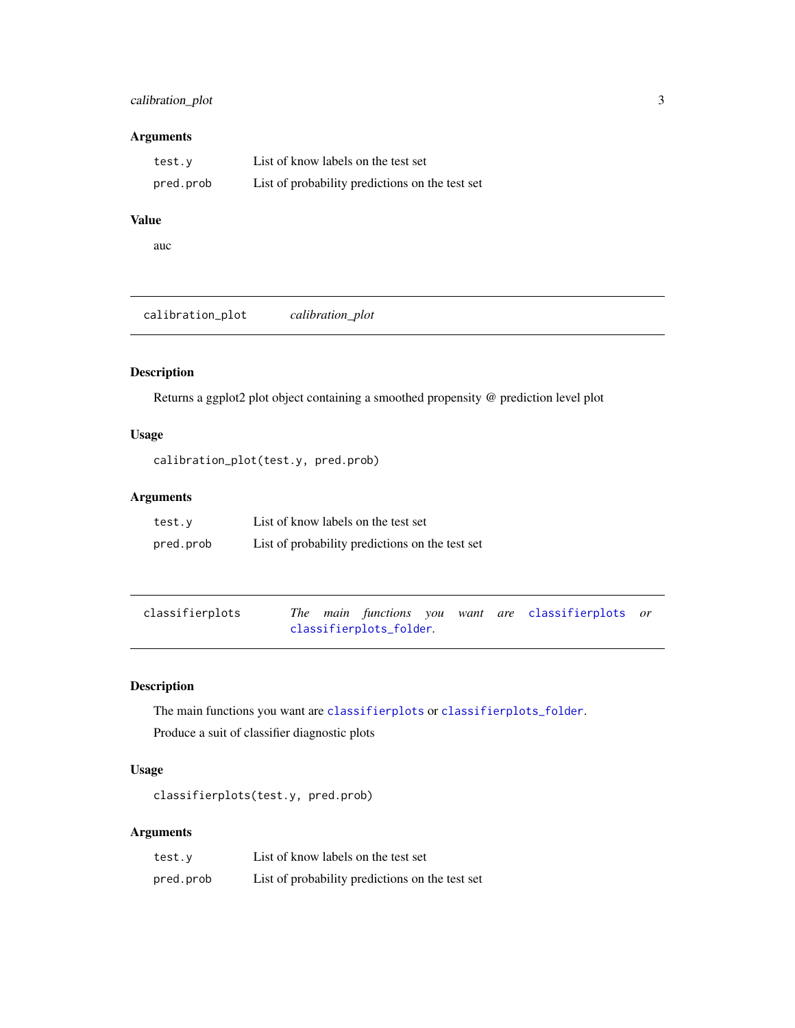### Arguments

| | |
|---|---|
| `test.y` | List of know labels on the test set |
| `pred.prob` | List of probability predictions on the test set |

### Value

auc

---

## calibration_plot — *calibration_plot*

### Description

Returns a ggplot2 plot object containing a smoothed propensity @ prediction level plot

### Usage

```
calibration_plot(test.y, pred.prob)
```

### Arguments

| | |
|---|---|
| `test.y` | List of know labels on the test set |
| `pred.prob` | List of probability predictions on the test set |

---

## classifierplots — *The main functions you want are `classifierplots` or `classifierplots_folder`.*

### Description

The main functions you want are `classifierplots` or `classifierplots_folder`.

Produce a suit of classifier diagnostic plots

### Usage

```
classifierplots(test.y, pred.prob)
```

### Arguments

| | |
|---|---|
| `test.y` | List of know labels on the test set |
| `pred.prob` | List of probability predictions on the test set |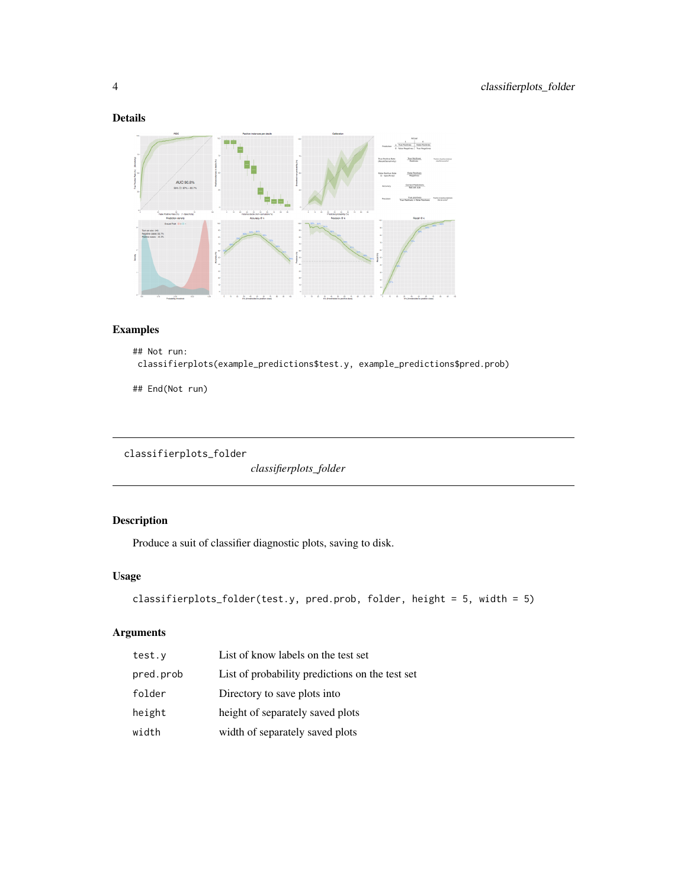## Details

## Examples

```
## Not run:
 classifierplots(example_predictions$test.y, example_predictions$pred.prob)

## End(Not run)
```

---

# classifierplots_folder

*classifierplots_folder*

---

## Description

Produce a suit of classifier diagnostic plots, saving to disk.

## Usage

```
classifierplots_folder(test.y, pred.prob, folder, height = 5, width = 5)
```

## Arguments

| | |
|---|---|
| test.y | List of know labels on the test set |
| pred.prob | List of probability predictions on the test set |
| folder | Directory to save plots into |
| height | height of separately saved plots |
| width | width of separately saved plots |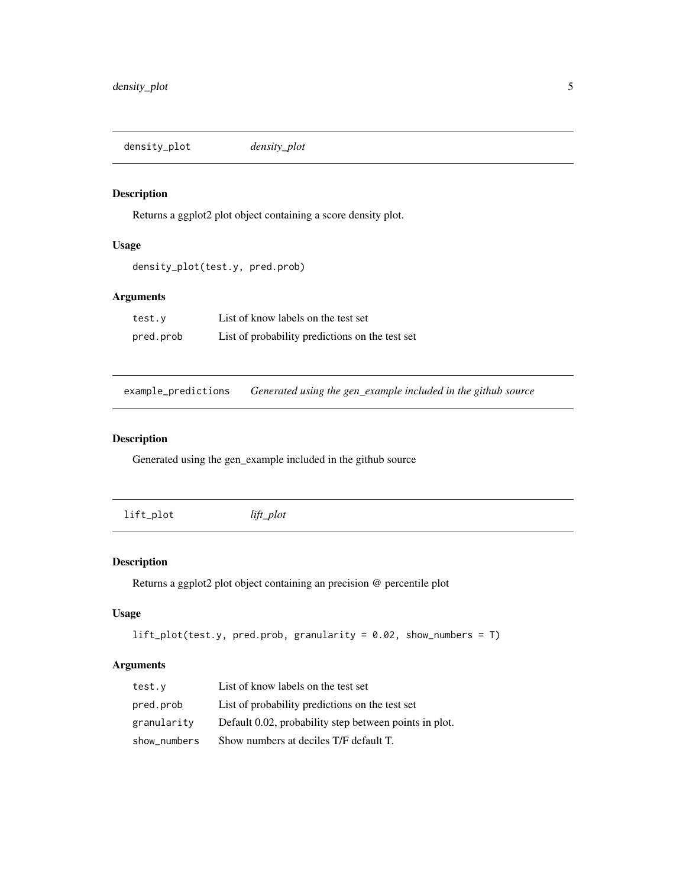## density_plot — *density_plot*

### Description

Returns a ggplot2 plot object containing a score density plot.

### Usage

```
density_plot(test.y, pred.prob)
```

### Arguments

| | |
|---|---|
| `test.y` | List of know labels on the test set |
| `pred.prob` | List of probability predictions on the test set |

## example_predictions — *Generated using the gen_example included in the github source*

### Description

Generated using the gen_example included in the github source

## lift_plot — *lift_plot*

### Description

Returns a ggplot2 plot object containing an precision @ percentile plot

### Usage

```
lift_plot(test.y, pred.prob, granularity = 0.02, show_numbers = T)
```

### Arguments

| | |
|---|---|
| `test.y` | List of know labels on the test set |
| `pred.prob` | List of probability predictions on the test set |
| `granularity` | Default 0.02, probability step between points in plot. |
| `show_numbers` | Show numbers at deciles T/F default T. |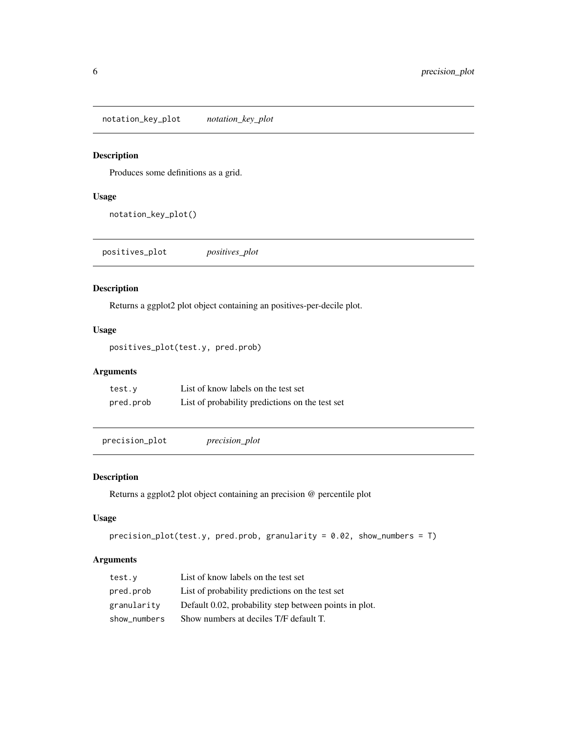## notation_key_plot *notation_key_plot*

### Description

Produces some definitions as a grid.

### Usage

```
notation_key_plot()
```

## positives_plot *positives_plot*

### Description

Returns a ggplot2 plot object containing an positives-per-decile plot.

### Usage

```
positives_plot(test.y, pred.prob)
```

### Arguments

| | |
|---|---|
| test.y | List of know labels on the test set |
| pred.prob | List of probability predictions on the test set |

## precision_plot *precision_plot*

### Description

Returns a ggplot2 plot object containing an precision @ percentile plot

### Usage

```
precision_plot(test.y, pred.prob, granularity = 0.02, show_numbers = T)
```

### Arguments

| | |
|---|---|
| test.y | List of know labels on the test set |
| pred.prob | List of probability predictions on the test set |
| granularity | Default 0.02, probability step between points in plot. |
| show_numbers | Show numbers at deciles T/F default T. |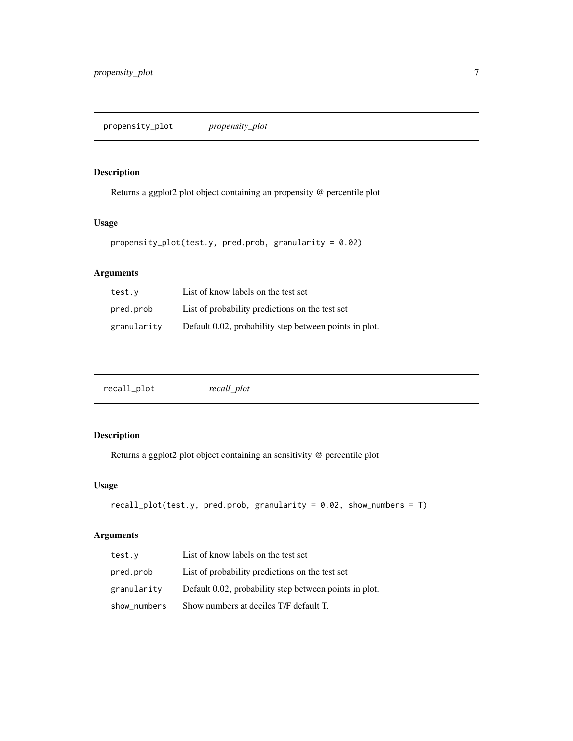## propensity_plot *propensity_plot*

### Description

Returns a ggplot2 plot object containing an propensity @ percentile plot

### Usage

```
propensity_plot(test.y, pred.prob, granularity = 0.02)
```

### Arguments

| | |
|---|---|
| test.y | List of know labels on the test set |
| pred.prob | List of probability predictions on the test set |
| granularity | Default 0.02, probability step between points in plot. |

## recall_plot *recall_plot*

### Description

Returns a ggplot2 plot object containing an sensitivity @ percentile plot

### Usage

```
recall_plot(test.y, pred.prob, granularity = 0.02, show_numbers = T)
```

### Arguments

| | |
|---|---|
| test.y | List of know labels on the test set |
| pred.prob | List of probability predictions on the test set |
| granularity | Default 0.02, probability step between points in plot. |
| show_numbers | Show numbers at deciles T/F default T. |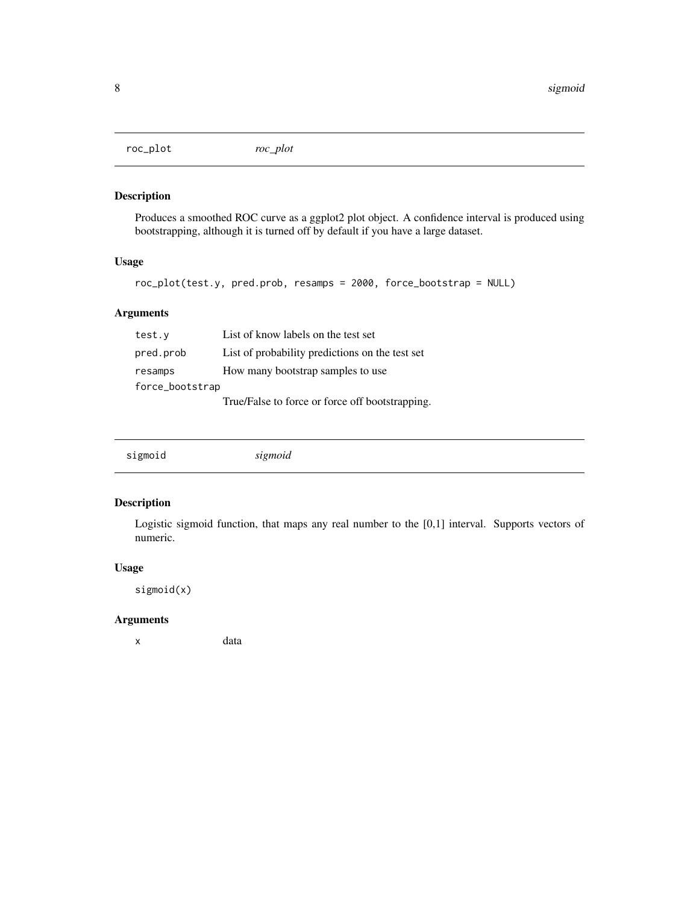## roc_plot *roc_plot*

### Description

Produces a smoothed ROC curve as a ggplot2 plot object. A confidence interval is produced using bootstrapping, although it is turned off by default if you have a large dataset.

### Usage

```
roc_plot(test.y, pred.prob, resamps = 2000, force_bootstrap = NULL)
```

### Arguments

| | |
|---|---|
| `test.y` | List of know labels on the test set |
| `pred.prob` | List of probability predictions on the test set |
| `resamps` | How many bootstrap samples to use |
| `force_bootstrap` | True/False to force or force off bootstrapping. |

## sigmoid *sigmoid*

### Description

Logistic sigmoid function, that maps any real number to the [0,1] interval. Supports vectors of numeric.

### Usage

```
sigmoid(x)
```

### Arguments

| | |
|---|---|
| `x` | data |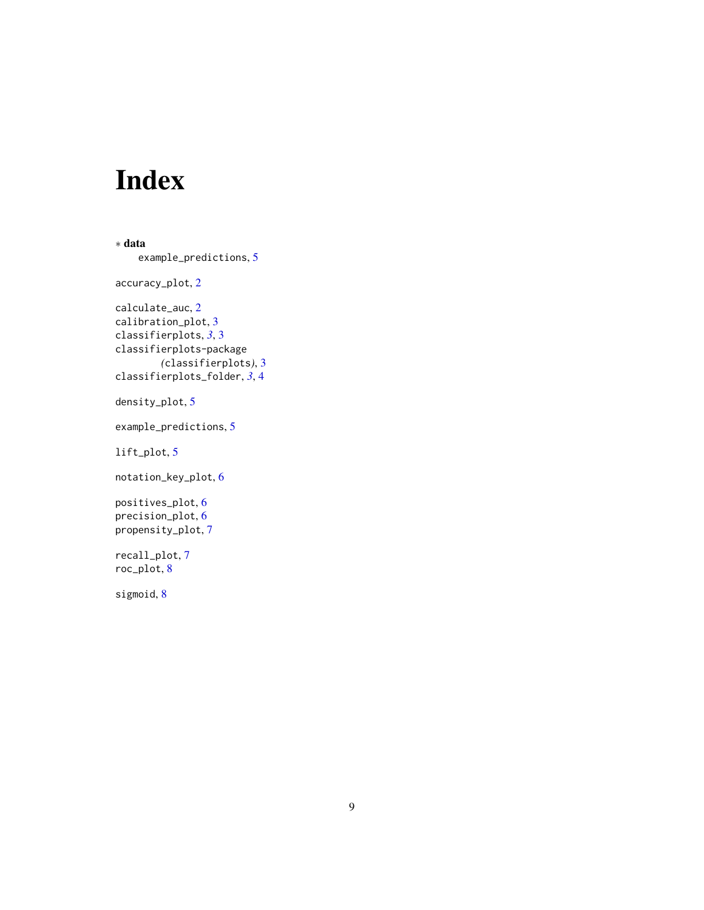# Index

∗ **data**

    example_predictions, 5

accuracy_plot, 2

calculate_auc, 2
calibration_plot, 3
classifierplots, *3*, 3
classifierplots-package
        (classifierplots), 3
classifierplots_folder, *3*, 4

density_plot, 5

example_predictions, 5

lift_plot, 5

notation_key_plot, 6

positives_plot, 6
precision_plot, 6
propensity_plot, 7

recall_plot, 7
roc_plot, 8

sigmoid, 8